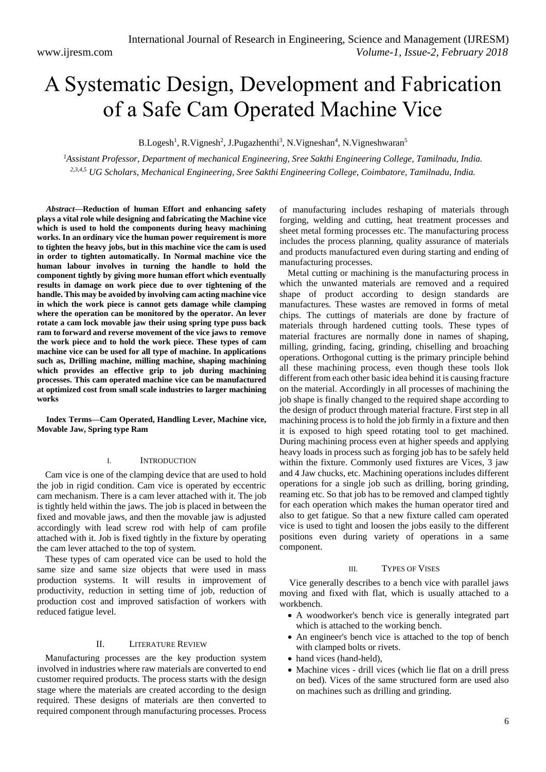# A Systematic Design, Development and Fabrication of a Safe Cam Operated Machine Vice

B.Logesh[1], R.Vignesh[2], J.Pugazhenthi[3], N.Vigneshan[4], N.Vigneshwaran[5]

*[1]Assistant Professor, Department of mechanical Engineering, Sree Sakthi Engineering College, Tamilnadu, India.*
*[2,3,4,5] UG Scholars, Mechanical Engineering, Sree Sakthi Engineering College, Coimbatore, Tamilnadu, India.*

***Abstract*—Reduction of human Effort and enhancing safety plays a vital role while designing and fabricating the Machine vice which is used to hold the components during heavy machining works. In an ordinary vice the human power requirement is more to tighten the heavy jobs, but in this machine vice the cam is used in order to tighten automatically. In Normal machine vice the human labour involves in turning the handle to hold the component tightly by giving more human effort which eventually results in damage on work piece due to over tightening of the handle. This may be avoided by involving cam acting machine vice in which the work piece is cannot gets damage while clamping where the operation can be monitored by the operator. An lever rotate a cam lock movable jaw their using spring type puss back ram to forward and reverse movement of the vice jaws to remove the work piece and to hold the work piece. These types of cam machine vice can be used for all type of machine. In applications such as, Drilling machine, milling machine, shaping machining which provides an effective grip to job during machining processes. This cam operated machine vice can be manufactured at optimized cost from small scale industries to larger machining works**

**Index Terms—Cam Operated, Handling Lever, Machine vice, Movable Jaw, Spring type Ram**

## I. Introduction

Cam vice is one of the clamping device that are used to hold the job in rigid condition. Cam vice is operated by eccentric cam mechanism. There is a cam lever attached with it. The job is tightly held within the jaws. The job is placed in between the fixed and movable jaws, and then the movable jaw is adjusted accordingly with lead screw rod with help of cam profile attached with it. Job is fixed tightly in the fixture by operating the cam lever attached to the top of system.

These types of cam operated vice can be used to hold the same size and same size objects that were used in mass production systems. It will results in improvement of productivity, reduction in setting time of job, reduction of production cost and improved satisfaction of workers with reduced fatigue level.

## II. Literature Review

Manufacturing processes are the key production system involved in industries where raw materials are converted to end customer required products. The process starts with the design stage where the materials are created according to the design required. These designs of materials are then converted to required component through manufacturing processes. Process of manufacturing includes reshaping of materials through forging, welding and cutting, heat treatment processes and sheet metal forming processes etc. The manufacturing process includes the process planning, quality assurance of materials and products manufactured even during starting and ending of manufacturing processes.

Metal cutting or machining is the manufacturing process in which the unwanted materials are removed and a required shape of product according to design standards are manufactures. These wastes are removed in forms of metal chips. The cuttings of materials are done by fracture of materials through hardened cutting tools. These types of material fractures are normally done in names of shaping, milling, grinding, facing, grinding, chiselling and broaching operations. Orthogonal cutting is the primary principle behind all these machining process, even though these tools llok different from each other basic idea behind it is causing fracture on the material. Accordingly in all processes of machining the job shape is finally changed to the required shape according to the design of product through material fracture. First step in all machining process is to hold the job firmly in a fixture and then it is exposed to high speed rotating tool to get machined. During machining process even at higher speeds and applying heavy loads in process such as forging job has to be safely held within the fixture. Commonly used fixtures are Vices, 3 jaw and 4 Jaw chucks, etc. Machining operations includes different operations for a single job such as drilling, boring grinding, reaming etc. So that job has to be removed and clamped tightly for each operation which makes the human operator tired and also to get fatigue. So that a new fixture called cam operated vice is used to tight and loosen the jobs easily to the different positions even during variety of operations in a same component.

## III. Types of Vises

Vice generally describes to a bench vice with parallel jaws moving and fixed with flat, which is usually attached to a workbench.

- A woodworker's bench vice is generally integrated part which is attached to the working bench.
- An engineer's bench vice is attached to the top of bench with clamped bolts or rivets.
- hand vices (hand-held),
- Machine vices - drill vices (which lie flat on a drill press on bed). Vices of the same structured form are used also on machines such as drilling and grinding.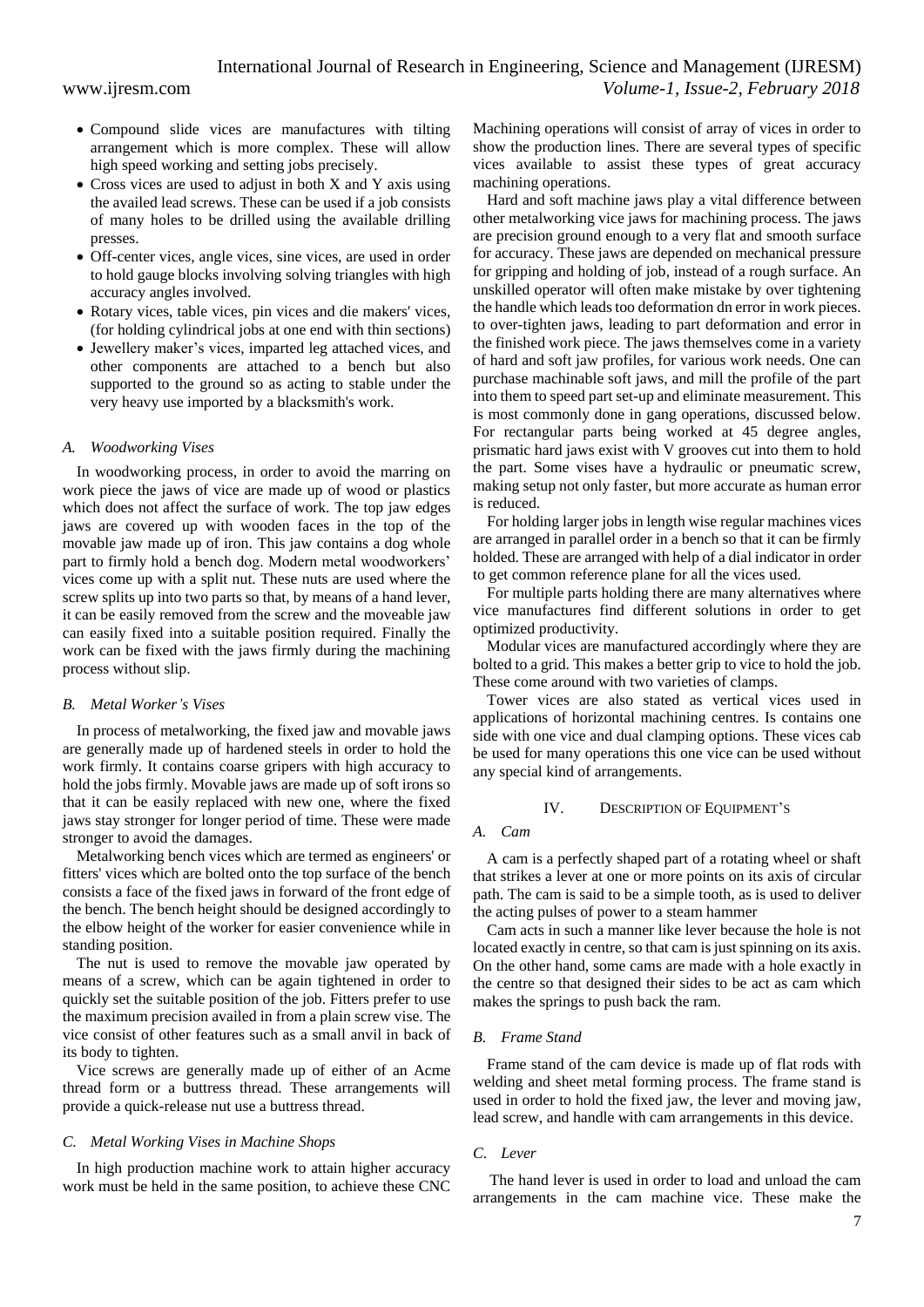- Compound slide vices are manufactures with tilting arrangement which is more complex. These will allow high speed working and setting jobs precisely.
- Cross vices are used to adjust in both X and Y axis using the availed lead screws. These can be used if a job consists of many holes to be drilled using the available drilling presses.
- Off-center vices, angle vices, sine vices, are used in order to hold gauge blocks involving solving triangles with high accuracy angles involved.
- Rotary vices, table vices, pin vices and die makers' vices, (for holding cylindrical jobs at one end with thin sections)
- Jewellery maker's vices, imparted leg attached vices, and other components are attached to a bench but also supported to the ground so as acting to stable under the very heavy use imported by a blacksmith's work.

### *A. Woodworking Vises*

In woodworking process, in order to avoid the marring on work piece the jaws of vice are made up of wood or plastics which does not affect the surface of work. The top jaw edges jaws are covered up with wooden faces in the top of the movable jaw made up of iron. This jaw contains a dog whole part to firmly hold a bench dog. Modern metal woodworkers' vices come up with a split nut. These nuts are used where the screw splits up into two parts so that, by means of a hand lever, it can be easily removed from the screw and the moveable jaw can easily fixed into a suitable position required. Finally the work can be fixed with the jaws firmly during the machining process without slip.

### *B. Metal Worker's Vises*

In process of metalworking, the fixed jaw and movable jaws are generally made up of hardened steels in order to hold the work firmly. It contains coarse gripers with high accuracy to hold the jobs firmly. Movable jaws are made up of soft irons so that it can be easily replaced with new one, where the fixed jaws stay stronger for longer period of time. These were made stronger to avoid the damages.

Metalworking bench vices which are termed as engineers' or fitters' vices which are bolted onto the top surface of the bench consists a face of the fixed jaws in forward of the front edge of the bench. The bench height should be designed accordingly to the elbow height of the worker for easier convenience while in standing position.

The nut is used to remove the movable jaw operated by means of a screw, which can be again tightened in order to quickly set the suitable position of the job. Fitters prefer to use the maximum precision availed in from a plain screw vise. The vice consist of other features such as a small anvil in back of its body to tighten.

Vice screws are generally made up of either of an Acme thread form or a buttress thread. These arrangements will provide a quick-release nut use a buttress thread.

### *C. Metal Working Vises in Machine Shops*

In high production machine work to attain higher accuracy work must be held in the same position, to achieve these CNC Machining operations will consist of array of vices in order to show the production lines. There are several types of specific vices available to assist these types of great accuracy machining operations.

Hard and soft machine jaws play a vital difference between other metalworking vice jaws for machining process. The jaws are precision ground enough to a very flat and smooth surface for accuracy. These jaws are depended on mechanical pressure for gripping and holding of job, instead of a rough surface. An unskilled operator will often make mistake by over tightening the handle which leads too deformation dn error in work pieces. to over-tighten jaws, leading to part deformation and error in the finished work piece. The jaws themselves come in a variety of hard and soft jaw profiles, for various work needs. One can purchase machinable soft jaws, and mill the profile of the part into them to speed part set-up and eliminate measurement. This is most commonly done in gang operations, discussed below. For rectangular parts being worked at 45 degree angles, prismatic hard jaws exist with V grooves cut into them to hold the part. Some vises have a hydraulic or pneumatic screw, making setup not only faster, but more accurate as human error is reduced.

For holding larger jobs in length wise regular machines vices are arranged in parallel order in a bench so that it can be firmly holded. These are arranged with help of a dial indicator in order to get common reference plane for all the vices used.

For multiple parts holding there are many alternatives where vice manufactures find different solutions in order to get optimized productivity.

Modular vices are manufactured accordingly where they are bolted to a grid. This makes a better grip to vice to hold the job. These come around with two varieties of clamps.

Tower vices are also stated as vertical vices used in applications of horizontal machining centres. Is contains one side with one vice and dual clamping options. These vices cab be used for many operations this one vice can be used without any special kind of arrangements.

## IV. Description of Equipment's

### *A. Cam*

A cam is a perfectly shaped part of a rotating wheel or shaft that strikes a lever at one or more points on its axis of circular path. The cam is said to be a simple tooth, as is used to deliver the acting pulses of power to a steam hammer

Cam acts in such a manner like lever because the hole is not located exactly in centre, so that cam is just spinning on its axis. On the other hand, some cams are made with a hole exactly in the centre so that designed their sides to be act as cam which makes the springs to push back the ram.

### *B. Frame Stand*

Frame stand of the cam device is made up of flat rods with welding and sheet metal forming process. The frame stand is used in order to hold the fixed jaw, the lever and moving jaw, lead screw, and handle with cam arrangements in this device.

### *C. Lever*

The hand lever is used in order to load and unload the cam arrangements in the cam machine vice. These make the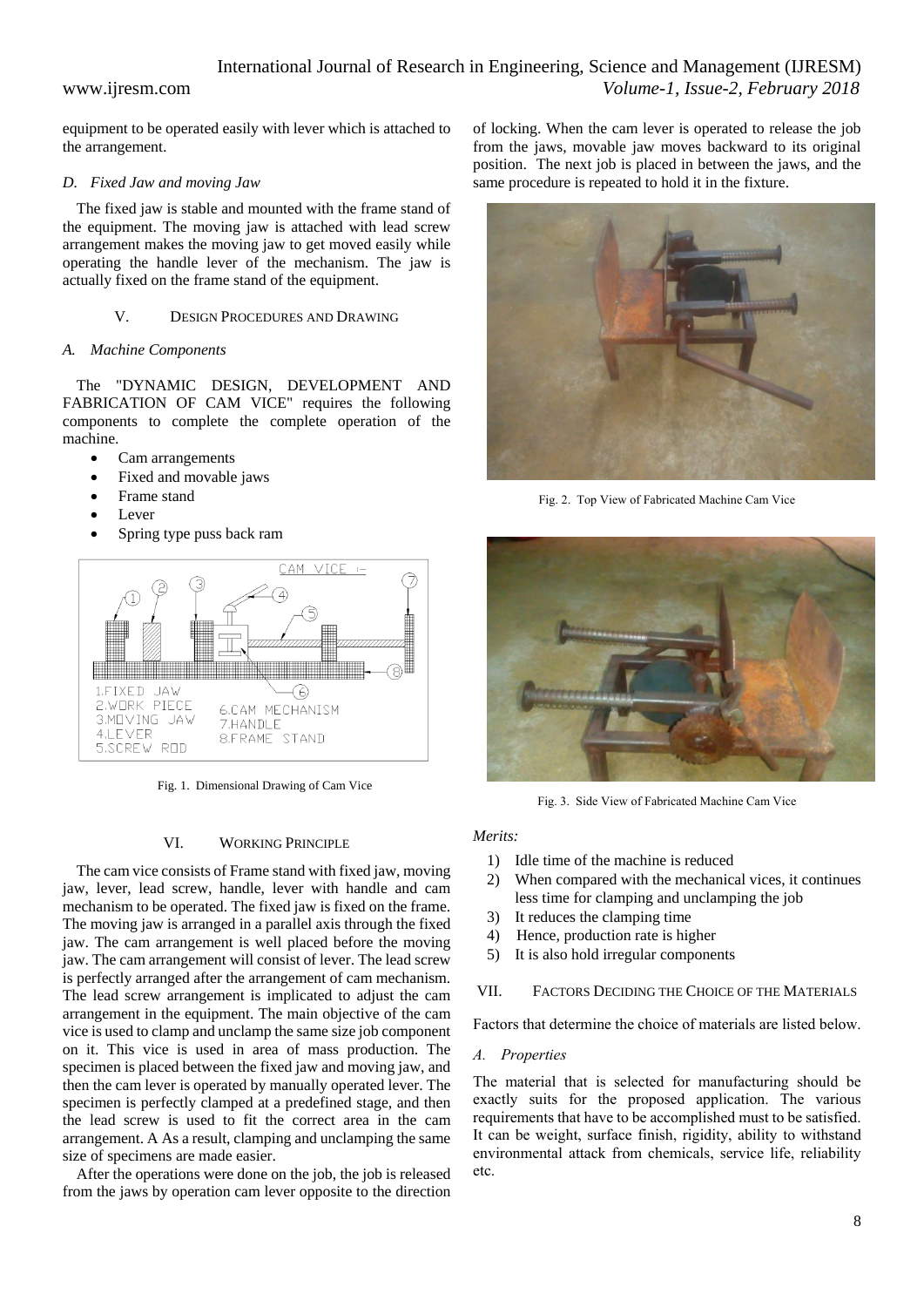equipment to be operated easily with lever which is attached to the arrangement.

### *D. Fixed Jaw and moving Jaw*

The fixed jaw is stable and mounted with the frame stand of the equipment. The moving jaw is attached with lead screw arrangement makes the moving jaw to get moved easily while operating the handle lever of the mechanism. The jaw is actually fixed on the frame stand of the equipment.

## V. DESIGN PROCEDURES AND DRAWING

### *A. Machine Components*

The "DYNAMIC DESIGN, DEVELOPMENT AND FABRICATION OF CAM VICE" requires the following components to complete the complete operation of the machine.

- Cam arrangements
- Fixed and movable jaws
- Frame stand
- Lever
- Spring type puss back ram

CAM VICE :-

1.FIXED JAW
2.WORK PIECE
3.MOVING JAW
4.LEVER
5.SCREW ROD
6.CAM MECHANISM
7.HANDLE
8.FRAME STAND

Fig. 1. Dimensional Drawing of Cam Vice

## VI. WORKING PRINCIPLE

The cam vice consists of Frame stand with fixed jaw, moving jaw, lever, lead screw, handle, lever with handle and cam mechanism to be operated. The fixed jaw is fixed on the frame. The moving jaw is arranged in a parallel axis through the fixed jaw. The cam arrangement is well placed before the moving jaw. The cam arrangement will consist of lever. The lead screw is perfectly arranged after the arrangement of cam mechanism. The lead screw arrangement is implicated to adjust the cam arrangement in the equipment. The main objective of the cam vice is used to clamp and unclamp the same size job component on it. This vice is used in area of mass production. The specimen is placed between the fixed jaw and moving jaw, and then the cam lever is operated by manually operated lever. The specimen is perfectly clamped at a predefined stage, and then the lead screw is used to fit the correct area in the cam arrangement. A As a result, clamping and unclamping the same size of specimens are made easier.

After the operations were done on the job, the job is released from the jaws by operation cam lever opposite to the direction of locking. When the cam lever is operated to release the job from the jaws, movable jaw moves backward to its original position. The next job is placed in between the jaws, and the same procedure is repeated to hold it in the fixture.

Fig. 2. Top View of Fabricated Machine Cam Vice

Fig. 3. Side View of Fabricated Machine Cam Vice

*Merits:*

1) Idle time of the machine is reduced
2) When compared with the mechanical vices, it continues less time for clamping and unclamping the job
3) It reduces the clamping time
4) Hence, production rate is higher
5) It is also hold irregular components

## VII. FACTORS DECIDING THE CHOICE OF THE MATERIALS

Factors that determine the choice of materials are listed below.

### *A. Properties*

The material that is selected for manufacturing should be exactly suits for the proposed application. The various requirements that have to be accomplished must to be satisfied. It can be weight, surface finish, rigidity, ability to withstand environmental attack from chemicals, service life, reliability etc.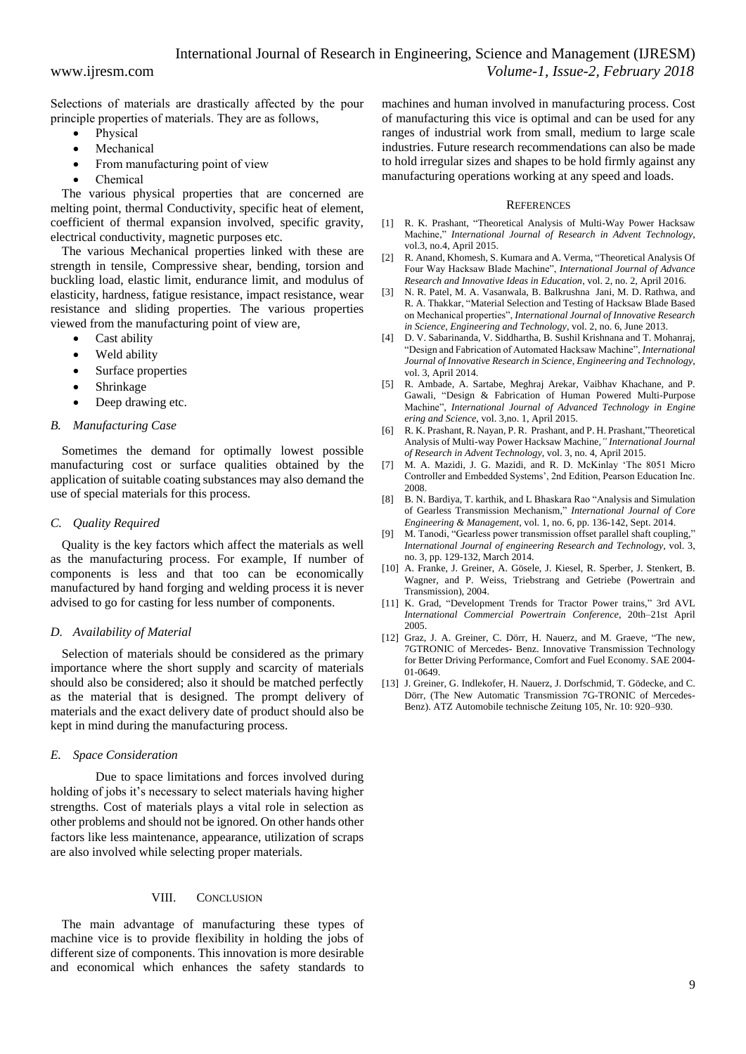Selections of materials are drastically affected by the pour principle properties of materials. They are as follows,

- Physical
- Mechanical
- From manufacturing point of view
- Chemical

The various physical properties that are concerned are melting point, thermal Conductivity, specific heat of element, coefficient of thermal expansion involved, specific gravity, electrical conductivity, magnetic purposes etc.

The various Mechanical properties linked with these are strength in tensile, Compressive shear, bending, torsion and buckling load, elastic limit, endurance limit, and modulus of elasticity, hardness, fatigue resistance, impact resistance, wear resistance and sliding properties. The various properties viewed from the manufacturing point of view are,

- Cast ability
- Weld ability
- Surface properties
- Shrinkage
- Deep drawing etc.

### *B. Manufacturing Case*

Sometimes the demand for optimally lowest possible manufacturing cost or surface qualities obtained by the application of suitable coating substances may also demand the use of special materials for this process.

### *C. Quality Required*

Quality is the key factors which affect the materials as well as the manufacturing process. For example, If number of components is less and that too can be economically manufactured by hand forging and welding process it is never advised to go for casting for less number of components.

### *D. Availability of Material*

Selection of materials should be considered as the primary importance where the short supply and scarcity of materials should also be considered; also it should be matched perfectly as the material that is designed. The prompt delivery of materials and the exact delivery date of product should also be kept in mind during the manufacturing process.

### *E. Space Consideration*

Due to space limitations and forces involved during holding of jobs it's necessary to select materials having higher strengths. Cost of materials plays a vital role in selection as other problems and should not be ignored. On other hands other factors like less maintenance, appearance, utilization of scraps are also involved while selecting proper materials.

## VIII. Conclusion

The main advantage of manufacturing these types of machine vice is to provide flexibility in holding the jobs of different size of components. This innovation is more desirable and economical which enhances the safety standards to machines and human involved in manufacturing process. Cost of manufacturing this vice is optimal and can be used for any ranges of industrial work from small, medium to large scale industries. Future research recommendations can also be made to hold irregular sizes and shapes to be hold firmly against any manufacturing operations working at any speed and loads.

## References

[1] R. K. Prashant, "Theoretical Analysis of Multi-Way Power Hacksaw Machine," *International Journal of Research in Advent Technology*, vol.3, no.4, April 2015.

[2] R. Anand, Khomesh, S. Kumara and A. Verma, "Theoretical Analysis Of Four Way Hacksaw Blade Machine", *International Journal of Advance Research and Innovative Ideas in Education*, vol. 2, no. 2, April 2016.

[3] N. R. Patel, M. A. Vasanwala, B. Balkrushna Jani, M. D. Rathwa, and R. A. Thakkar, "Material Selection and Testing of Hacksaw Blade Based on Mechanical properties", *International Journal of Innovative Research in Science, Engineering and Technology*, vol. 2, no. 6, June 2013.

[4] D. V. Sabarinanda, V. Siddhartha, B. Sushil Krishnana and T. Mohanraj, "Design and Fabrication of Automated Hacksaw Machine", *International Journal of Innovative Research in Science, Engineering and Technology*, vol. 3, April 2014.

[5] R. Ambade, A. Sartabe, Meghraj Arekar, Vaibhav Khachane, and P. Gawali, "Design & Fabrication of Human Powered Multi-Purpose Machine", *International Journal of Advanced Technology in Engine ering and Science*, vol. 3,no. 1, April 2015.

[6] R. K. Prashant, R. Nayan, P. R. Prashant, and P. H. Prashant,"Theoretical Analysis of Multi-way Power Hacksaw Machine*," International Journal of Research in Advent Technology*, vol. 3, no. 4, April 2015.

[7] M. A. Mazidi, J. G. Mazidi, and R. D. McKinlay 'The 8051 Micro Controller and Embedded Systems', 2nd Edition, Pearson Education Inc. 2008.

[8] B. N. Bardiya, T. karthik, and L Bhaskara Rao "Analysis and Simulation of Gearless Transmission Mechanism," *International Journal of Core Engineering & Management*, vol. 1, no. 6, pp. 136-142, Sept. 2014.

[9] M. Tanodi, "Gearless power transmission offset parallel shaft coupling," *International Journal of engineering Research and Technology*, vol. 3, no. 3, pp. 129-132, March 2014.

[10] A. Franke, J. Greiner, A. Gösele, J. Kiesel, R. Sperber, J. Stenkert, B. Wagner, and P. Weiss, Triebstrang and Getriebe (Powertrain and Transmission), 2004.

[11] K. Grad, "Development Trends for Tractor Power trains," 3rd AVL *International Commercial Powertrain Conference*, 20th–21st April 2005.

[12] Graz, J. A. Greiner, C. Dörr, H. Nauerz, and M. Graeve, "The new, 7GTRONIC of Mercedes- Benz. Innovative Transmission Technology for Better Driving Performance, Comfort and Fuel Economy. SAE 2004-01-0649.

[13] J. Greiner, G. Indlekofer, H. Nauerz, J. Dorfschmid, T. Gödecke, and C. Dörr, (The New Automatic Transmission 7G-TRONIC of Mercedes-Benz). ATZ Automobile technische Zeitung 105, Nr. 10: 920–930.